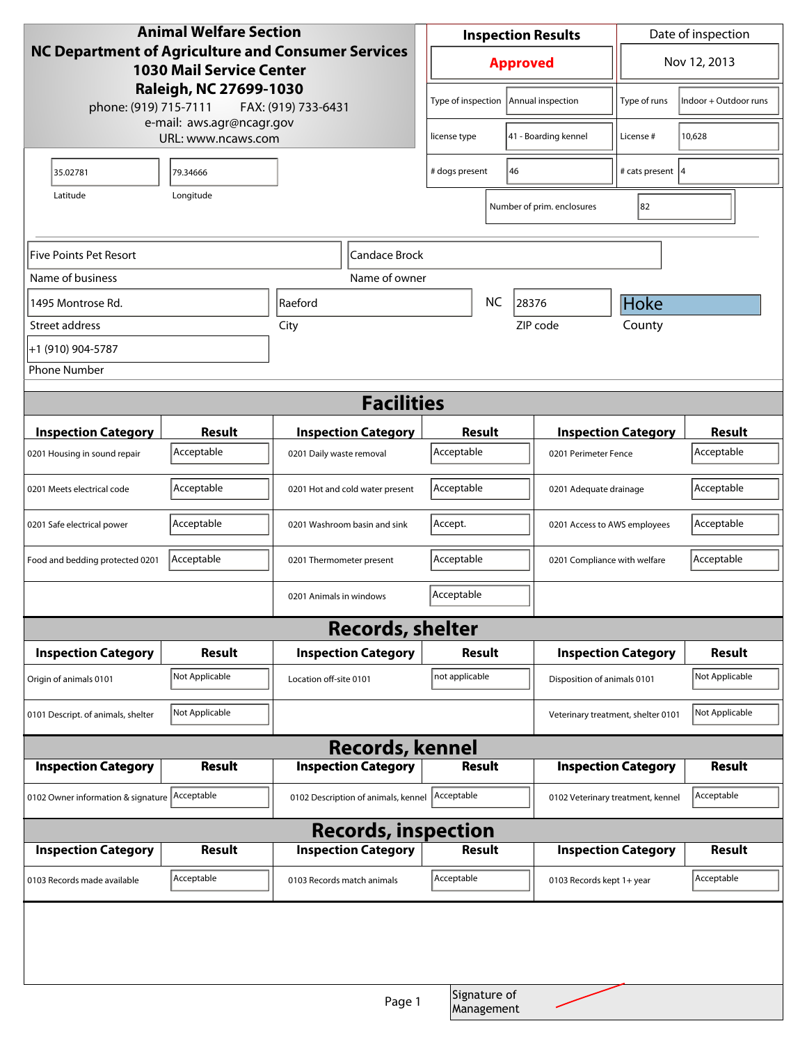**Animal Welfare Section**
**NC Department of Agriculture and Consumer Services**
**1030 Mail Service Center**
**Raleigh, NC 27699-1030**
phone: (919) 715-7111 FAX: (919) 733-6431
e-mail: aws.agr@ncagr.gov
URL: www.ncaws.com

| Inspection Results | Date of inspection |
|---|---|
| **Approved** | Nov 12, 2013 |

| | | | |
|---|---|---|---|
| Type of inspection | Annual inspection | Type of runs | Indoor + Outdoor runs |
| license type | 41 - Boarding kennel | License # | 10,628 |
| # dogs present | 46 | # cats present | 4 |
| Number of prim. enclosures | 82 | | |

| Latitude | Longitude |
|---|---|
| 35.02781 | 79.34666 |

| Name of business | Name of owner |
|---|---|
| Five Points Pet Resort | Candace Brock |

| Street address | City | State | ZIP code | County |
|---|---|---|---|---|
| 1495 Montrose Rd. | Raeford | NC | 28376 | Hoke |

Phone Number: +1 (910) 904-5787

## Facilities

| Inspection Category | Result | Inspection Category | Result | Inspection Category | Result |
|---|---|---|---|---|---|
| 0201 Housing in sound repair | Acceptable | 0201 Daily waste removal | Acceptable | 0201 Perimeter Fence | Acceptable |
| 0201 Meets electrical code | Acceptable | 0201 Hot and cold water present | Acceptable | 0201 Adequate drainage | Acceptable |
| 0201 Safe electrical power | Acceptable | 0201 Washroom basin and sink | Accept. | 0201 Access to AWS employees | Acceptable |
| Food and bedding protected 0201 | Acceptable | 0201 Thermometer present | Acceptable | 0201 Compliance with welfare | Acceptable |
| | | 0201 Animals in windows | Acceptable | | |

## Records, shelter

| Inspection Category | Result | Inspection Category | Result | Inspection Category | Result |
|---|---|---|---|---|---|
| Origin of animals 0101 | Not Applicable | Location off-site 0101 | not applicable | Disposition of animals 0101 | Not Applicable |
| 0101 Descript. of animals, shelter | Not Applicable | | | Veterinary treatment, shelter 0101 | Not Applicable |

## Records, kennel

| Inspection Category | Result | Inspection Category | Result | Inspection Category | Result |
|---|---|---|---|---|---|
| 0102 Owner information & signature | Acceptable | 0102 Description of animals, kennel | Acceptable | 0102 Veterinary treatment, kennel | Acceptable |

## Records, inspection

| Inspection Category | Result | Inspection Category | Result | Inspection Category | Result |
|---|---|---|---|---|---|
| 0103 Records made available | Acceptable | 0103 Records match animals | Acceptable | 0103 Records kept 1+ year | Acceptable |

Signature of Management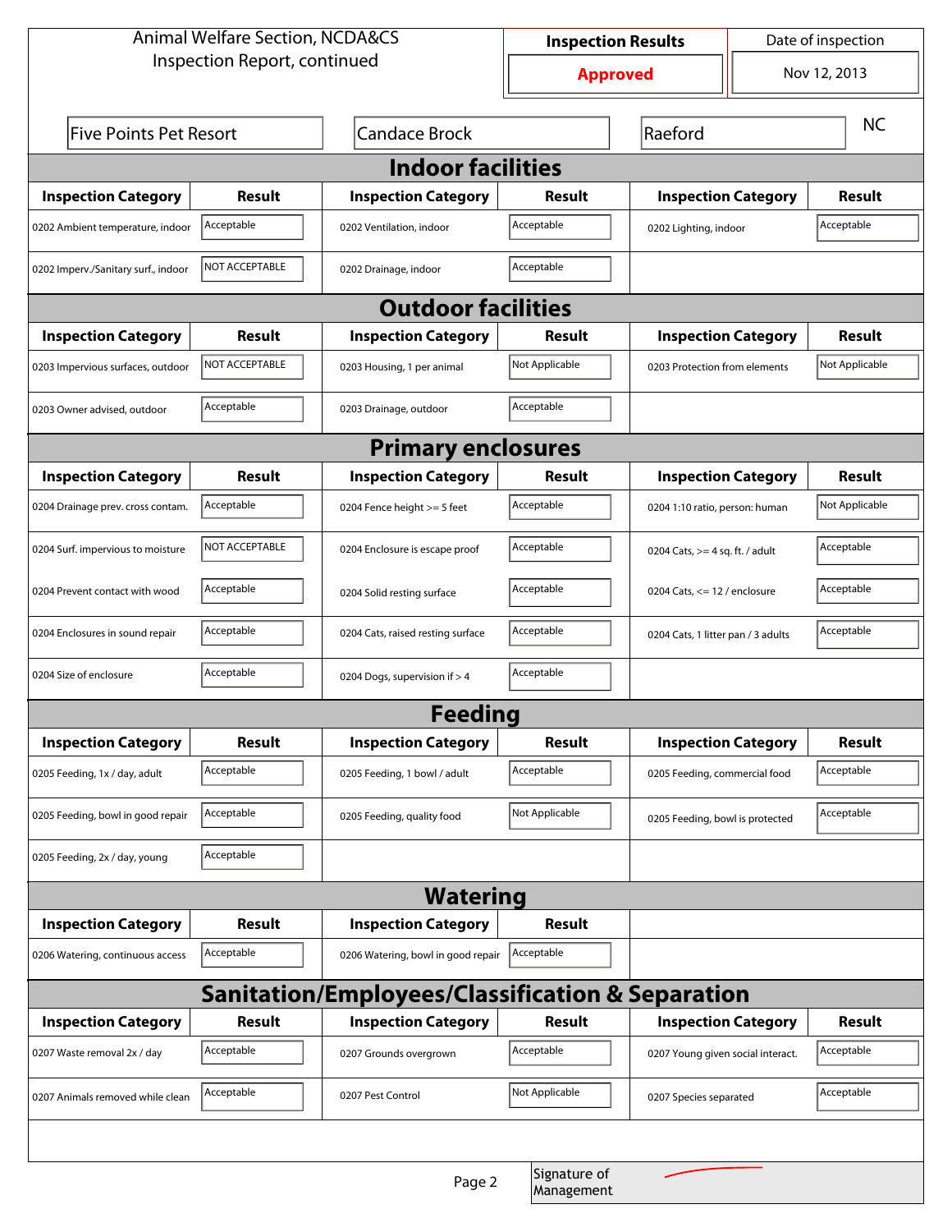Animal Welfare Section, NCDA&CS
Inspection Report, continued

| Inspection Results | Date of inspection |
|---|---|
| **Approved** | Nov 12, 2013 |

Five Points Pet Resort | Candace Brock | Raeford | NC

## Indoor facilities

| Inspection Category | Result | Inspection Category | Result | Inspection Category | Result |
|---|---|---|---|---|---|
| 0202 Ambient temperature, indoor | Acceptable | 0202 Ventilation, indoor | Acceptable | 0202 Lighting, indoor | Acceptable |
| 0202 Imperv./Sanitary surf., indoor | NOT ACCEPTABLE | 0202 Drainage, indoor | Acceptable | | |

## Outdoor facilities

| Inspection Category | Result | Inspection Category | Result | Inspection Category | Result |
|---|---|---|---|---|---|
| 0203 Impervious surfaces, outdoor | NOT ACCEPTABLE | 0203 Housing, 1 per animal | Not Applicable | 0203 Protection from elements | Not Applicable |
| 0203 Owner advised, outdoor | Acceptable | 0203 Drainage, outdoor | Acceptable | | |

## Primary enclosures

| Inspection Category | Result | Inspection Category | Result | Inspection Category | Result |
|---|---|---|---|---|---|
| 0204 Drainage prev. cross contam. | Acceptable | 0204 Fence height >= 5 feet | Acceptable | 0204 1:10 ratio, person: human | Not Applicable |
| 0204 Surf. impervious to moisture | NOT ACCEPTABLE | 0204 Enclosure is escape proof | Acceptable | 0204 Cats, >= 4 sq. ft. / adult | Acceptable |
| 0204 Prevent contact with wood | Acceptable | 0204 Solid resting surface | Acceptable | 0204 Cats, <= 12 / enclosure | Acceptable |
| 0204 Enclosures in sound repair | Acceptable | 0204 Cats, raised resting surface | Acceptable | 0204 Cats, 1 litter pan / 3 adults | Acceptable |
| 0204 Size of enclosure | Acceptable | 0204 Dogs, supervision if > 4 | Acceptable | | |

## Feeding

| Inspection Category | Result | Inspection Category | Result | Inspection Category | Result |
|---|---|---|---|---|---|
| 0205 Feeding, 1x / day, adult | Acceptable | 0205 Feeding, 1 bowl / adult | Acceptable | 0205 Feeding, commercial food | Acceptable |
| 0205 Feeding, bowl in good repair | Acceptable | 0205 Feeding, quality food | Not Applicable | 0205 Feeding, bowl is protected | Acceptable |
| 0205 Feeding, 2x / day, young | Acceptable | | | | |

## Watering

| Inspection Category | Result | Inspection Category | Result |
|---|---|---|---|
| 0206 Watering, continuous access | Acceptable | 0206 Watering, bowl in good repair | Acceptable |

## Sanitation/Employees/Classification & Separation

| Inspection Category | Result | Inspection Category | Result | Inspection Category | Result |
|---|---|---|---|---|---|
| 0207 Waste removal 2x / day | Acceptable | 0207 Grounds overgrown | Acceptable | 0207 Young given social interact. | Acceptable |
| 0207 Animals removed while clean | Acceptable | 0207 Pest Control | Not Applicable | 0207 Species separated | Acceptable |

Signature of Management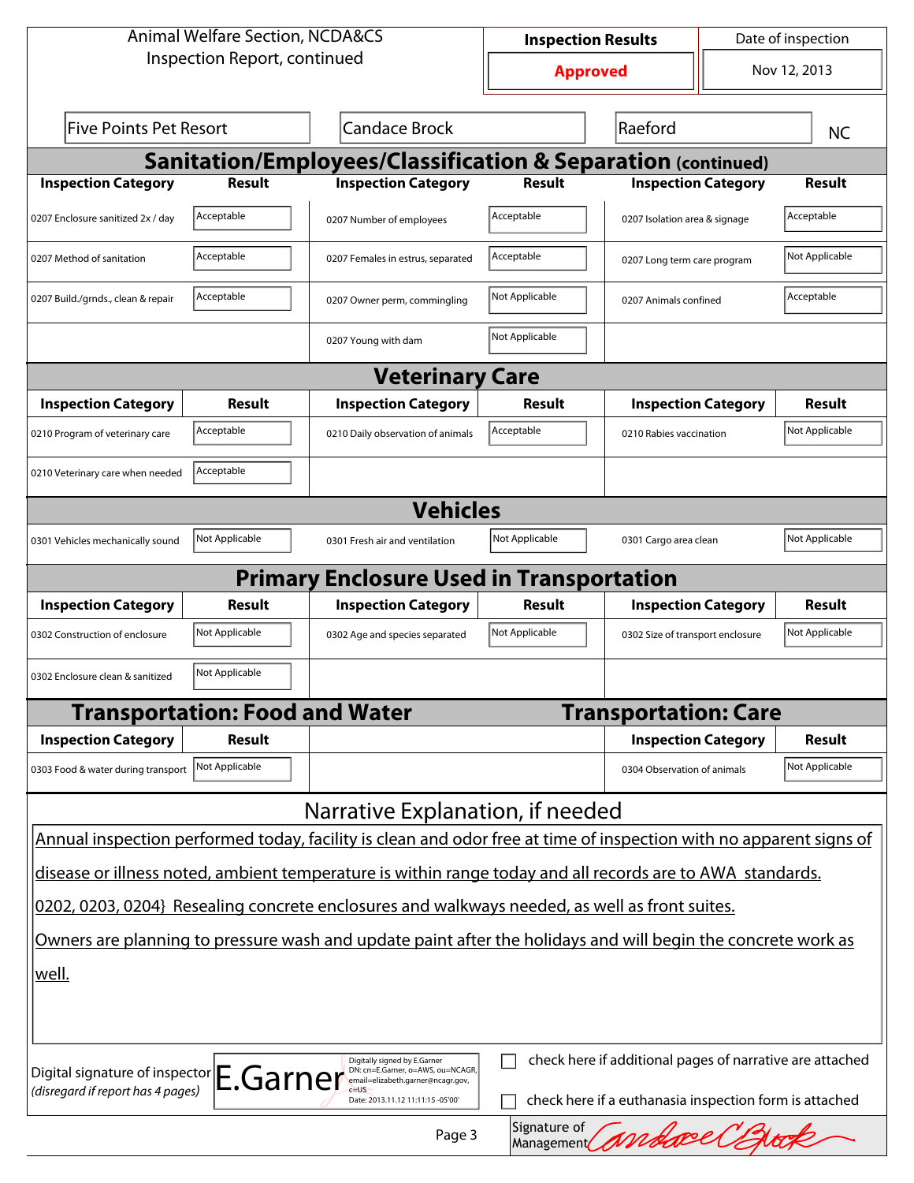Animal Welfare Section, NCDA&CS
Inspection Report, continued

| Inspection Results | Date of inspection |
| --- | --- |
| **Approved** | Nov 12, 2013 |

| Five Points Pet Resort | Candace Brock | Raeford | NC |
| --- | --- | --- | --- |

## Sanitation/Employees/Classification & Separation (continued)

| Inspection Category | Result | Inspection Category | Result | Inspection Category | Result |
| --- | --- | --- | --- | --- | --- |
| 0207 Enclosure sanitized 2x / day | Acceptable | 0207 Number of employees | Acceptable | 0207 Isolation area & signage | Acceptable |
| 0207 Method of sanitation | Acceptable | 0207 Females in estrus, separated | Acceptable | 0207 Long term care program | Not Applicable |
| 0207 Build./grnds., clean & repair | Acceptable | 0207 Owner perm, commingling | Not Applicable | 0207 Animals confined | Acceptable |
| | | 0207 Young with dam | Not Applicable | | |

## Veterinary Care

| Inspection Category | Result | Inspection Category | Result | Inspection Category | Result |
| --- | --- | --- | --- | --- | --- |
| 0210 Program of veterinary care | Acceptable | 0210 Daily observation of animals | Acceptable | 0210 Rabies vaccination | Not Applicable |
| 0210 Veterinary care when needed | Acceptable | | | | |

## Vehicles

| Inspection Category | Result | Inspection Category | Result | Inspection Category | Result |
| --- | --- | --- | --- | --- | --- |
| 0301 Vehicles mechanically sound | Not Applicable | 0301 Fresh air and ventilation | Not Applicable | 0301 Cargo area clean | Not Applicable |

## Primary Enclosure Used in Transportation

| Inspection Category | Result | Inspection Category | Result | Inspection Category | Result |
| --- | --- | --- | --- | --- | --- |
| 0302 Construction of enclosure | Not Applicable | 0302 Age and species separated | Not Applicable | 0302 Size of transport enclosure | Not Applicable |
| 0302 Enclosure clean & sanitized | Not Applicable | | | | |

## Transportation: Food and Water

| Inspection Category | Result |
| --- | --- |
| 0303 Food & water during transport | Not Applicable |

## Transportation: Care

| Inspection Category | Result |
| --- | --- |
| 0304 Observation of animals | Not Applicable |

## Narrative Explanation, if needed

Annual inspection performed today, facility is clean and odor free at time of inspection with no apparent signs of disease or illness noted, ambient temperature is within range today and all records are to AWA standards.

0202, 0203, 0204} Resealing concrete enclosures and walkways needed, as well as front suites.

Owners are planning to pressure wash and update paint after the holidays and will begin the concrete work as well.

Digital signature of inspector E.Garner
*(disregard if report has 4 pages)*

Digitally signed by E.Garner
DN: cn=E.Garner, o=AWS, ou=NCAGR, email=elizabeth.garner@ncagr.gov, c=US
Date: 2013.11.12 11:11:15 -05'00'

☐ check here if additional pages of narrative are attached

☐ check here if a euthanasia inspection form is attached

Signature of Management: Candace C Brock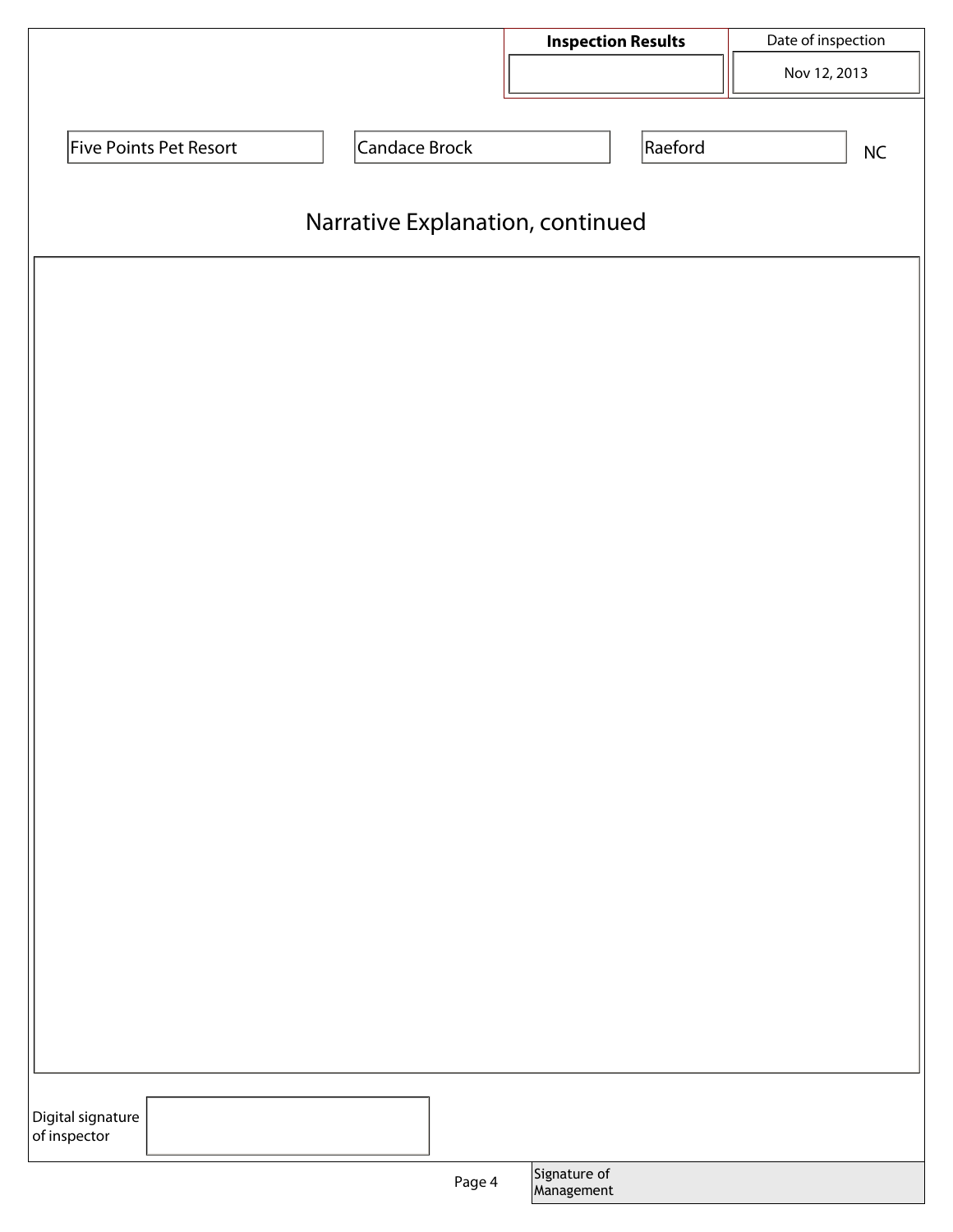| Inspection Results | Date of inspection |
| --- | --- |
| | Nov 12, 2013 |

| | | | |
| --- | --- | --- | --- |
| Five Points Pet Resort | Candace Brock | Raeford | NC |

## Narrative Explanation, continued

Digital signature of inspector

Signature of Management